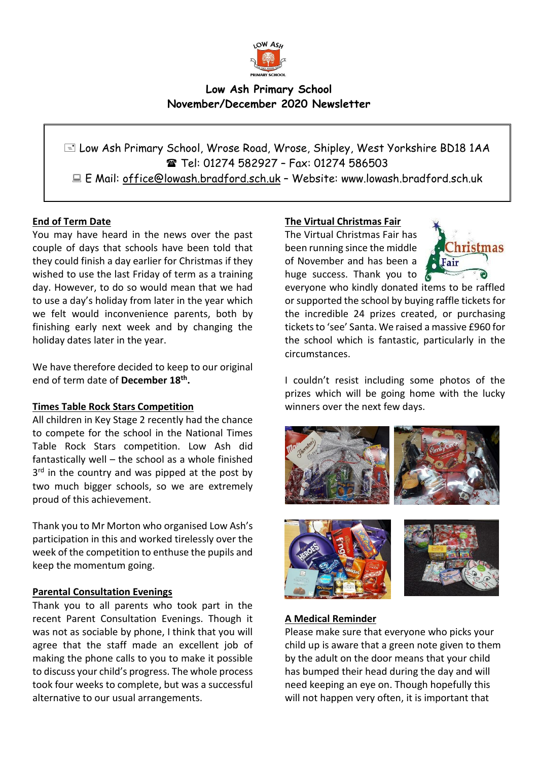# Low Ash Primary School
## November/December 2020 Newsletter

Low Ash Primary School, Wrose Road, Wrose, Shipley, West Yorkshire BD18 1AA
Tel: 01274 582927 – Fax: 01274 586503
E Mail: office@lowash.bradford.sch.uk – Website: www.lowash.bradford.sch.uk

### End of Term Date

You may have heard in the news over the past couple of days that schools have been told that they could finish a day earlier for Christmas if they wished to use the last Friday of term as a training day. However, to do so would mean that we had to use a day's holiday from later in the year which we felt would inconvenience parents, both by finishing early next week and by changing the holiday dates later in the year.

We have therefore decided to keep to our original end of term date of **December 18th.**

### Times Table Rock Stars Competition

All children in Key Stage 2 recently had the chance to compete for the school in the National Times Table Rock Stars competition. Low Ash did fantastically well – the school as a whole finished 3rd in the country and was pipped at the post by two much bigger schools, so we are extremely proud of this achievement.

Thank you to Mr Morton who organised Low Ash's participation in this and worked tirelessly over the week of the competition to enthuse the pupils and keep the momentum going.

### Parental Consultation Evenings

Thank you to all parents who took part in the recent Parent Consultation Evenings. Though it was not as sociable by phone, I think that you will agree that the staff made an excellent job of making the phone calls to you to make it possible to discuss your child's progress. The whole process took four weeks to complete, but was a successful alternative to our usual arrangements.

### The Virtual Christmas Fair

The Virtual Christmas Fair has been running since the middle of November and has been a huge success. Thank you to everyone who kindly donated items to be raffled or supported the school by buying raffle tickets for the incredible 24 prizes created, or purchasing tickets to 'see' Santa. We raised a massive £960 for the school which is fantastic, particularly in the circumstances.

I couldn't resist including some photos of the prizes which will be going home with the lucky winners over the next few days.

### A Medical Reminder

Please make sure that everyone who picks your child up is aware that a green note given to them by the adult on the door means that your child has bumped their head during the day and will need keeping an eye on. Though hopefully this will not happen very often, it is important that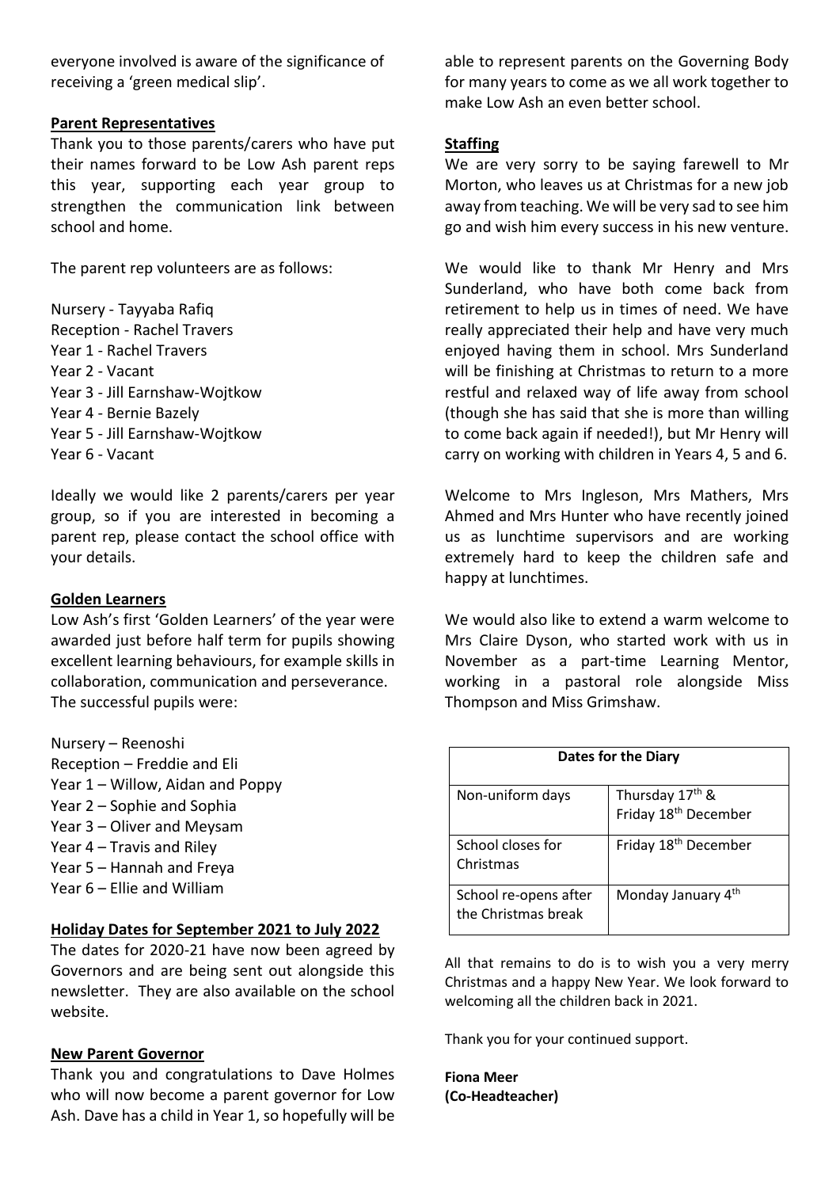everyone involved is aware of the significance of receiving a 'green medical slip'.

## Parent Representatives

Thank you to those parents/carers who have put their names forward to be Low Ash parent reps this year, supporting each year group to strengthen the communication link between school and home.

The parent rep volunteers are as follows:

Nursery - Tayyaba Rafiq
Reception - Rachel Travers
Year 1 - Rachel Travers
Year 2 - Vacant
Year 3 - Jill Earnshaw-Wojtkow
Year 4 - Bernie Bazely
Year 5 - Jill Earnshaw-Wojtkow
Year 6 - Vacant

Ideally we would like 2 parents/carers per year group, so if you are interested in becoming a parent rep, please contact the school office with your details.

## Golden Learners

Low Ash's first 'Golden Learners' of the year were awarded just before half term for pupils showing excellent learning behaviours, for example skills in collaboration, communication and perseverance. The successful pupils were:

Nursery – Reenoshi
Reception – Freddie and Eli
Year 1 – Willow, Aidan and Poppy
Year 2 – Sophie and Sophia
Year 3 – Oliver and Meysam
Year 4 – Travis and Riley
Year 5 – Hannah and Freya
Year 6 – Ellie and William

## Holiday Dates for September 2021 to July 2022

The dates for 2020-21 have now been agreed by Governors and are being sent out alongside this newsletter. They are also available on the school website.

## New Parent Governor

Thank you and congratulations to Dave Holmes who will now become a parent governor for Low Ash. Dave has a child in Year 1, so hopefully will be able to represent parents on the Governing Body for many years to come as we all work together to make Low Ash an even better school.

## Staffing

We are very sorry to be saying farewell to Mr Morton, who leaves us at Christmas for a new job away from teaching. We will be very sad to see him go and wish him every success in his new venture.

We would like to thank Mr Henry and Mrs Sunderland, who have both come back from retirement to help us in times of need. We have really appreciated their help and have very much enjoyed having them in school. Mrs Sunderland will be finishing at Christmas to return to a more restful and relaxed way of life away from school (though she has said that she is more than willing to come back again if needed!), but Mr Henry will carry on working with children in Years 4, 5 and 6.

Welcome to Mrs Ingleson, Mrs Mathers, Mrs Ahmed and Mrs Hunter who have recently joined us as lunchtime supervisors and are working extremely hard to keep the children safe and happy at lunchtimes.

We would also like to extend a warm welcome to Mrs Claire Dyson, who started work with us in November as a part-time Learning Mentor, working in a pastoral role alongside Miss Thompson and Miss Grimshaw.

| Dates for the Diary | |
|---|---|
| Non-uniform days | Thursday 17th & Friday 18th December |
| School closes for Christmas | Friday 18th December |
| School re-opens after the Christmas break | Monday January 4th |

All that remains to do is to wish you a very merry Christmas and a happy New Year. We look forward to welcoming all the children back in 2021.

Thank you for your continued support.

**Fiona Meer**
**(Co-Headteacher)**